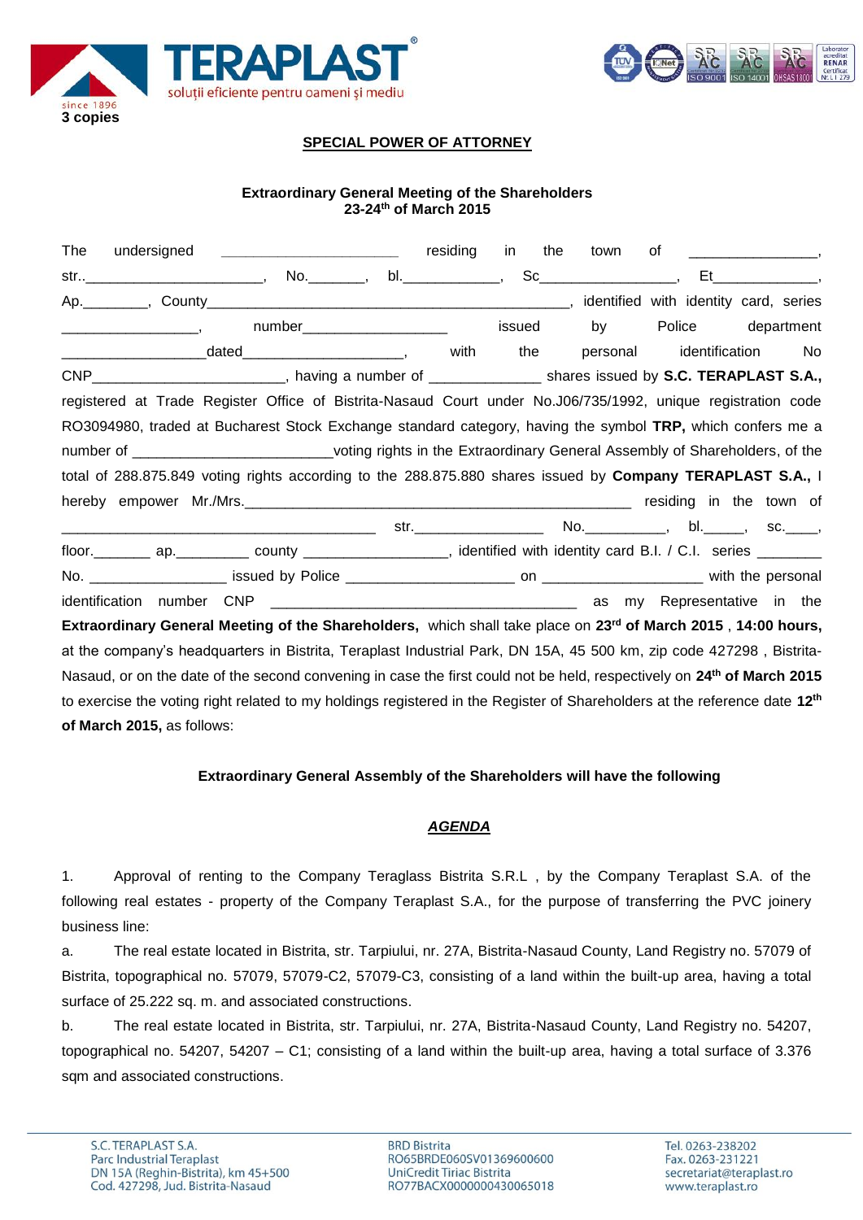3 copies

**SPECIAL POWER OF ATTORNEY**

**Extraordinary General Meeting of the Shareholders**
**23-24th of March 2015**

The undersigned ______________________ residing in the town of ________________, str..______________________, No._______, bl.____________, Sc________________, Et_____________, Ap.________, County____________________________________________, identified with identity card, series _________________, number__________________ issued by Police department __________________dated____________________, with the personal identification No CNP_______________________, having a number of _____________ shares issued by **S.C. TERAPLAST S.A.,** registered at Trade Register Office of Bistrita-Nasaud Court under No.J06/735/1992, unique registration code RO3094980, traded at Bucharest Stock Exchange standard category, having the symbol **TRP,** which confers me a number of ________________________voting rights in the Extraordinary General Assembly of Shareholders, of the total of 288.875.849 voting rights according to the 288.875.880 shares issued by **Company TERAPLAST S.A.,** I hereby empower Mr./Mrs.__________________________________________________ residing in the town of _______________________________________ str.________________ No.__________, bl._____, sc.____, floor._______ ap._________ county _________________, identified with identity card B.I. / C.I. series ________ No. ________________ issued by Police ____________________ on ___________________ with the personal identification number CNP ______________________________________ as my Representative in the **Extraordinary General Meeting of the Shareholders,** which shall take place on **23rd of March 2015** , **14:00 hours,** at the company's headquarters in Bistrita, Teraplast Industrial Park, DN 15A, 45 500 km, zip code 427298 , Bistrita-Nasaud, or on the date of the second convening in case the first could not be held, respectively on **24th of March 2015** to exercise the voting right related to my holdings registered in the Register of Shareholders at the reference date **12th of March 2015,** as follows:

**Extraordinary General Assembly of the Shareholders will have the following**

***AGENDA***

1. Approval of renting to the Company Teraglass Bistrita S.R.L , by the Company Teraplast S.A. of the following real estates - property of the Company Teraplast S.A., for the purpose of transferring the PVC joinery business line:

a. The real estate located in Bistrita, str. Tarpiului, nr. 27A, Bistrita-Nasaud County, Land Registry no. 57079 of Bistrita, topographical no. 57079, 57079-C2, 57079-C3, consisting of a land within the built-up area, having a total surface of 25.222 sq. m. and associated constructions.

b. The real estate located in Bistrita, str. Tarpiului, nr. 27A, Bistrita-Nasaud County, Land Registry no. 54207, topographical no. 54207, 54207 – C1; consisting of a land within the built-up area, having a total surface of 3.376 sqm and associated constructions.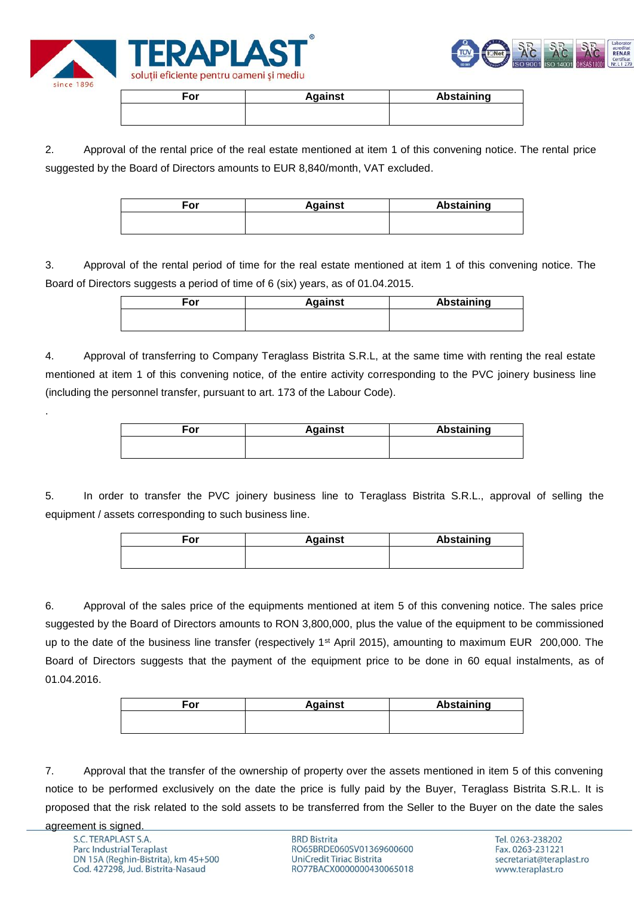| For | Against | Abstaining |
|---|---|---|
| | | |

2. Approval of the rental price of the real estate mentioned at item 1 of this convening notice. The rental price suggested by the Board of Directors amounts to EUR 8,840/month, VAT excluded.

| For | Against | Abstaining |
|---|---|---|
| | | |

3. Approval of the rental period of time for the real estate mentioned at item 1 of this convening notice. The Board of Directors suggests a period of time of 6 (six) years, as of 01.04.2015.

| For | Against | Abstaining |
|---|---|---|
| | | |

4. Approval of transferring to Company Teraglass Bistrita S.R.L, at the same time with renting the real estate mentioned at item 1 of this convening notice, of the entire activity corresponding to the PVC joinery business line (including the personnel transfer, pursuant to art. 173 of the Labour Code).

.

| For | Against | Abstaining |
|---|---|---|
| | | |

5. In order to transfer the PVC joinery business line to Teraglass Bistrita S.R.L., approval of selling the equipment / assets corresponding to such business line.

| For | Against | Abstaining |
|---|---|---|
| | | |

6. Approval of the sales price of the equipments mentioned at item 5 of this convening notice. The sales price suggested by the Board of Directors amounts to RON 3,800,000, plus the value of the equipment to be commissioned up to the date of the business line transfer (respectively 1st April 2015), amounting to maximum EUR 200,000. The Board of Directors suggests that the payment of the equipment price to be done in 60 equal instalments, as of 01.04.2016.

| For | Against | Abstaining |
|---|---|---|
| | | |

7. Approval that the transfer of the ownership of property over the assets mentioned in item 5 of this convening notice to be performed exclusively on the date the price is fully paid by the Buyer, Teraglass Bistrita S.R.L. It is proposed that the risk related to the sold assets to be transferred from the Seller to the Buyer on the date the sales agreement is signed.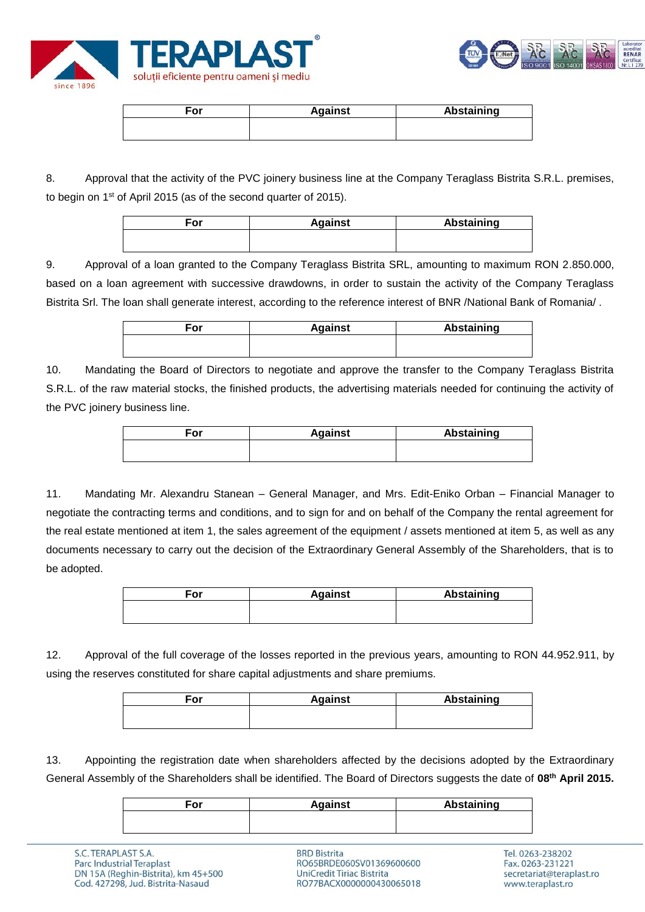| For | Against | Abstaining |
|---|---|---|
| | | |

8. Approval that the activity of the PVC joinery business line at the Company Teraglass Bistrita S.R.L. premises, to begin on 1st of April 2015 (as of the second quarter of 2015).

| For | Against | Abstaining |
|---|---|---|
| | | |

9. Approval of a loan granted to the Company Teraglass Bistrita SRL, amounting to maximum RON 2.850.000, based on a loan agreement with successive drawdowns, in order to sustain the activity of the Company Teraglass Bistrita Srl. The loan shall generate interest, according to the reference interest of BNR /National Bank of Romania/ .

| For | Against | Abstaining |
|---|---|---|
| | | |

10. Mandating the Board of Directors to negotiate and approve the transfer to the Company Teraglass Bistrita S.R.L. of the raw material stocks, the finished products, the advertising materials needed for continuing the activity of the PVC joinery business line.

| For | Against | Abstaining |
|---|---|---|
| | | |

11. Mandating Mr. Alexandru Stanean – General Manager, and Mrs. Edit-Eniko Orban – Financial Manager to negotiate the contracting terms and conditions, and to sign for and on behalf of the Company the rental agreement for the real estate mentioned at item 1, the sales agreement of the equipment / assets mentioned at item 5, as well as any documents necessary to carry out the decision of the Extraordinary General Assembly of the Shareholders, that is to be adopted.

| For | Against | Abstaining |
|---|---|---|
| | | |

12. Approval of the full coverage of the losses reported in the previous years, amounting to RON 44.952.911, by using the reserves constituted for share capital adjustments and share premiums.

| For | Against | Abstaining |
|---|---|---|
| | | |

13. Appointing the registration date when shareholders affected by the decisions adopted by the Extraordinary General Assembly of the Shareholders shall be identified. The Board of Directors suggests the date of **08th April 2015.**

| For | Against | Abstaining |
|---|---|---|
| | | |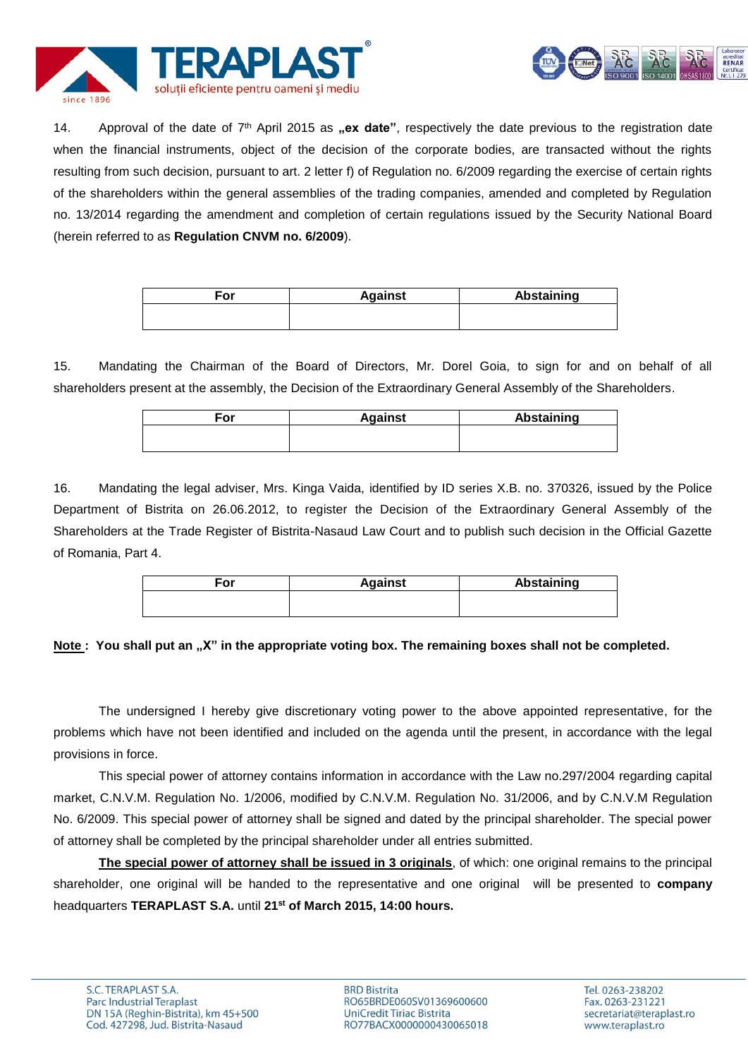14. Approval of the date of 7th April 2015 as **„ex date"**, respectively the date previous to the registration date when the financial instruments, object of the decision of the corporate bodies, are transacted without the rights resulting from such decision, pursuant to art. 2 letter f) of Regulation no. 6/2009 regarding the exercise of certain rights of the shareholders within the general assemblies of the trading companies, amended and completed by Regulation no. 13/2014 regarding the amendment and completion of certain regulations issued by the Security National Board (herein referred to as **Regulation CNVM no. 6/2009**).

| For | Against | Abstaining |
|---|---|---|
| | | |

15. Mandating the Chairman of the Board of Directors, Mr. Dorel Goia, to sign for and on behalf of all shareholders present at the assembly, the Decision of the Extraordinary General Assembly of the Shareholders.

| For | Against | Abstaining |
|---|---|---|
| | | |

16. Mandating the legal adviser, Mrs. Kinga Vaida, identified by ID series X.B. no. 370326, issued by the Police Department of Bistrita on 26.06.2012, to register the Decision of the Extraordinary General Assembly of the Shareholders at the Trade Register of Bistrita-Nasaud Law Court and to publish such decision in the Official Gazette of Romania, Part 4.

| For | Against | Abstaining |
|---|---|---|
| | | |

**Note : You shall put an „X" in the appropriate voting box. The remaining boxes shall not be completed.**

The undersigned I hereby give discretionary voting power to the above appointed representative, for the problems which have not been identified and included on the agenda until the present, in accordance with the legal provisions in force.

This special power of attorney contains information in accordance with the Law no.297/2004 regarding capital market, C.N.V.M. Regulation No. 1/2006, modified by C.N.V.M. Regulation No. 31/2006, and by C.N.V.M Regulation No. 6/2009. This special power of attorney shall be signed and dated by the principal shareholder. The special power of attorney shall be completed by the principal shareholder under all entries submitted.

**The special power of attorney shall be issued in 3 originals**, of which: one original remains to the principal shareholder, one original will be handed to the representative and one original will be presented to **company** headquarters **TERAPLAST S.A.** until **21st of March 2015, 14:00 hours.**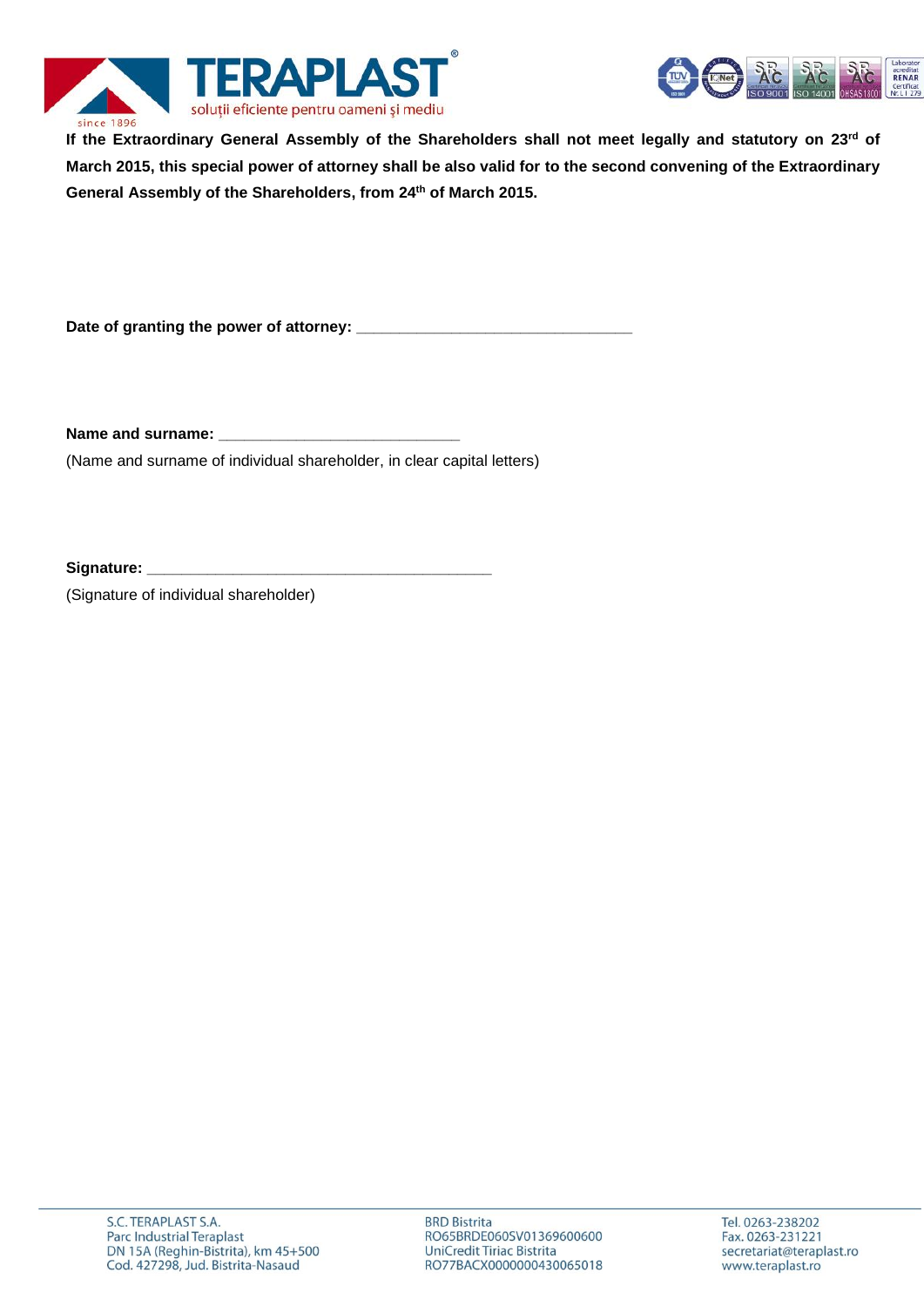**If the Extraordinary General Assembly of the Shareholders shall not meet legally and statutory on 23rd of March 2015, this special power of attorney shall be also valid for to the second convening of the Extraordinary General Assembly of the Shareholders, from 24th of March 2015.**

**Date of granting the power of attorney:** ________________________________

**Name and surname:** ____________________________

(Name and surname of individual shareholder, in clear capital letters)

**Signature:** ________________________________________

(Signature of individual shareholder)